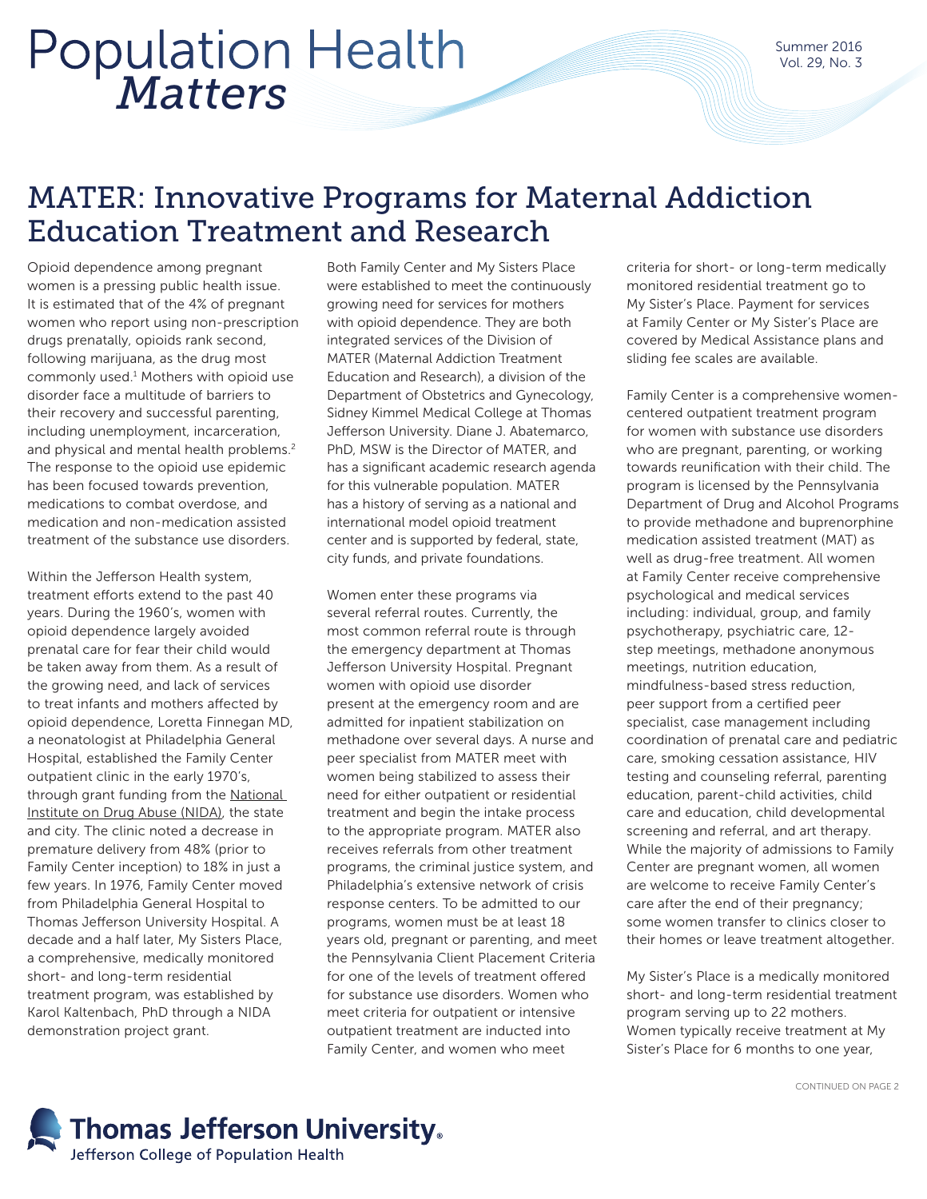# Population Health *Matters*

Summer 2016
Vol. 29, No. 3

## MATER: Innovative Programs for Maternal Addiction Education Treatment and Research

Opioid dependence among pregnant women is a pressing public health issue. It is estimated that of the 4% of pregnant women who report using non-prescription drugs prenatally, opioids rank second, following marijuana, as the drug most commonly used.[1] Mothers with opioid use disorder face a multitude of barriers to their recovery and successful parenting, including unemployment, incarceration, and physical and mental health problems.[2] The response to the opioid use epidemic has been focused towards prevention, medications to combat overdose, and medication and non-medication assisted treatment of the substance use disorders.

Within the Jefferson Health system, treatment efforts extend to the past 40 years. During the 1960's, women with opioid dependence largely avoided prenatal care for fear their child would be taken away from them. As a result of the growing need, and lack of services to treat infants and mothers affected by opioid dependence, Loretta Finnegan MD, a neonatologist at Philadelphia General Hospital, established the Family Center outpatient clinic in the early 1970's, through grant funding from the National Institute on Drug Abuse (NIDA), the state and city. The clinic noted a decrease in premature delivery from 48% (prior to Family Center inception) to 18% in just a few years. In 1976, Family Center moved from Philadelphia General Hospital to Thomas Jefferson University Hospital. A decade and a half later, My Sisters Place, a comprehensive, medically monitored short- and long-term residential treatment program, was established by Karol Kaltenbach, PhD through a NIDA demonstration project grant.

Both Family Center and My Sisters Place were established to meet the continuously growing need for services for mothers with opioid dependence. They are both integrated services of the Division of MATER (Maternal Addiction Treatment Education and Research), a division of the Department of Obstetrics and Gynecology, Sidney Kimmel Medical College at Thomas Jefferson University. Diane J. Abatemarco, PhD, MSW is the Director of MATER, and has a significant academic research agenda for this vulnerable population. MATER has a history of serving as a national and international model opioid treatment center and is supported by federal, state, city funds, and private foundations.

Women enter these programs via several referral routes. Currently, the most common referral route is through the emergency department at Thomas Jefferson University Hospital. Pregnant women with opioid use disorder present at the emergency room and are admitted for inpatient stabilization on methadone over several days. A nurse and peer specialist from MATER meet with women being stabilized to assess their need for either outpatient or residential treatment and begin the intake process to the appropriate program. MATER also receives referrals from other treatment programs, the criminal justice system, and Philadelphia's extensive network of crisis response centers. To be admitted to our programs, women must be at least 18 years old, pregnant or parenting, and meet the Pennsylvania Client Placement Criteria for one of the levels of treatment offered for substance use disorders. Women who meet criteria for outpatient or intensive outpatient treatment are inducted into Family Center, and women who meet criteria for short- or long-term medically monitored residential treatment go to My Sister's Place. Payment for services at Family Center or My Sister's Place are covered by Medical Assistance plans and sliding fee scales are available.

Family Center is a comprehensive women-centered outpatient treatment program for women with substance use disorders who are pregnant, parenting, or working towards reunification with their child. The program is licensed by the Pennsylvania Department of Drug and Alcohol Programs to provide methadone and buprenorphine medication assisted treatment (MAT) as well as drug-free treatment. All women at Family Center receive comprehensive psychological and medical services including: individual, group, and family psychotherapy, psychiatric care, 12-step meetings, methadone anonymous meetings, nutrition education, mindfulness-based stress reduction, peer support from a certified peer specialist, case management including coordination of prenatal care and pediatric care, smoking cessation assistance, HIV testing and counseling referral, parenting education, parent-child activities, child care and education, child developmental screening and referral, and art therapy. While the majority of admissions to Family Center are pregnant women, all women are welcome to receive Family Center's care after the end of their pregnancy; some women transfer to clinics closer to their homes or leave treatment altogether.

My Sister's Place is a medically monitored short- and long-term residential treatment program serving up to 22 mothers. Women typically receive treatment at My Sister's Place for 6 months to one year,

CONTINUED ON PAGE 2

**Thomas Jefferson University**
Jefferson College of Population Health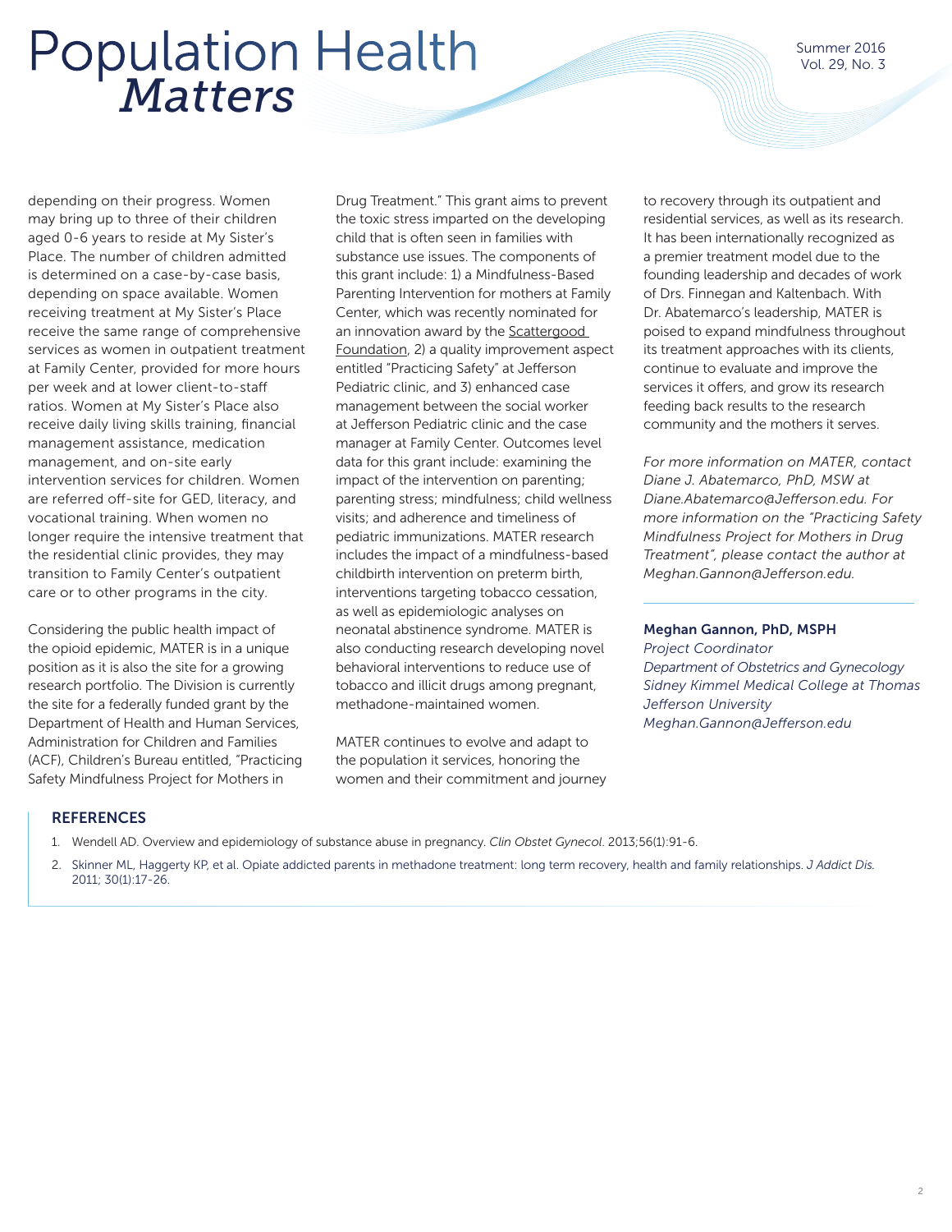depending on their progress. Women may bring up to three of their children aged 0-6 years to reside at My Sister's Place. The number of children admitted is determined on a case-by-case basis, depending on space available. Women receiving treatment at My Sister's Place receive the same range of comprehensive services as women in outpatient treatment at Family Center, provided for more hours per week and at lower client-to-staff ratios. Women at My Sister's Place also receive daily living skills training, financial management assistance, medication management, and on-site early intervention services for children. Women are referred off-site for GED, literacy, and vocational training. When women no longer require the intensive treatment that the residential clinic provides, they may transition to Family Center's outpatient care or to other programs in the city.

Considering the public health impact of the opioid epidemic, MATER is in a unique position as it is also the site for a growing research portfolio. The Division is currently the site for a federally funded grant by the Department of Health and Human Services, Administration for Children and Families (ACF), Children's Bureau entitled, "Practicing Safety Mindfulness Project for Mothers in Drug Treatment." This grant aims to prevent the toxic stress imparted on the developing child that is often seen in families with substance use issues. The components of this grant include: 1) a Mindfulness-Based Parenting Intervention for mothers at Family Center, which was recently nominated for an innovation award by the Scattergood Foundation, 2) a quality improvement aspect entitled "Practicing Safety" at Jefferson Pediatric clinic, and 3) enhanced case management between the social worker at Jefferson Pediatric clinic and the case manager at Family Center. Outcomes level data for this grant include: examining the impact of the intervention on parenting; parenting stress; mindfulness; child wellness visits; and adherence and timeliness of pediatric immunizations. MATER research includes the impact of a mindfulness-based childbirth intervention on preterm birth, interventions targeting tobacco cessation, as well as epidemiologic analyses on neonatal abstinence syndrome. MATER is also conducting research developing novel behavioral interventions to reduce use of tobacco and illicit drugs among pregnant, methadone-maintained women.

MATER continues to evolve and adapt to the population it services, honoring the women and their commitment and journey to recovery through its outpatient and residential services, as well as its research. It has been internationally recognized as a premier treatment model due to the founding leadership and decades of work of Drs. Finnegan and Kaltenbach. With Dr. Abatemarco's leadership, MATER is poised to expand mindfulness throughout its treatment approaches with its clients, continue to evaluate and improve the services it offers, and grow its research feeding back results to the research community and the mothers it serves.

*For more information on MATER, contact Diane J. Abatemarco, PhD, MSW at Diane.Abatemarco@Jefferson.edu. For more information on the "Practicing Safety Mindfulness Project for Mothers in Drug Treatment", please contact the author at Meghan.Gannon@Jefferson.edu.*

---

**Meghan Gannon, PhD, MSPH**
*Project Coordinator*
*Department of Obstetrics and Gynecology*
*Sidney Kimmel Medical College at Thomas Jefferson University*
*Meghan.Gannon@Jefferson.edu*

## REFERENCES

1. Wendell AD. Overview and epidemiology of substance abuse in pregnancy. *Clin Obstet Gynecol*. 2013;56(1):91-6.
2. Skinner ML, Haggerty KP, et al. Opiate addicted parents in methadone treatment: long term recovery, health and family relationships. *J Addict Dis.* 2011; 30(1):17-26.